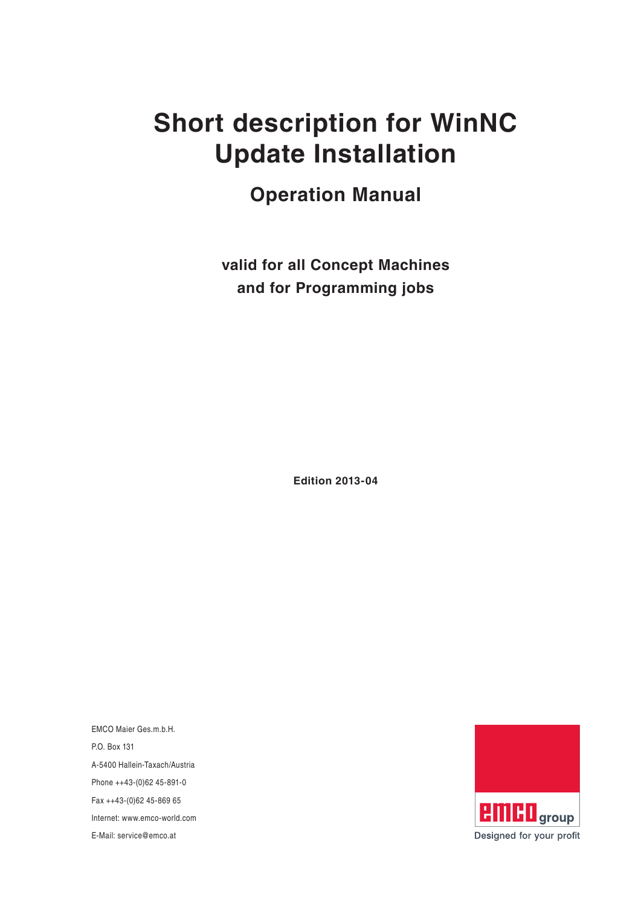# Short description for WinNC Update Installation

## Operation Manual

**valid for all Concept Machines and for Programming jobs**

**Edition 2013-04**

EMCO Maier Ges.m.b.H.

P.O. Box 131

A-5400 Hallein-Taxach/Austria

Phone ++43-(0)62 45-891-0

Fax ++43-(0)62 45-869 65

Internet: www.emco-world.com

E-Mail: service@emco.at

emco group

Designed for your profit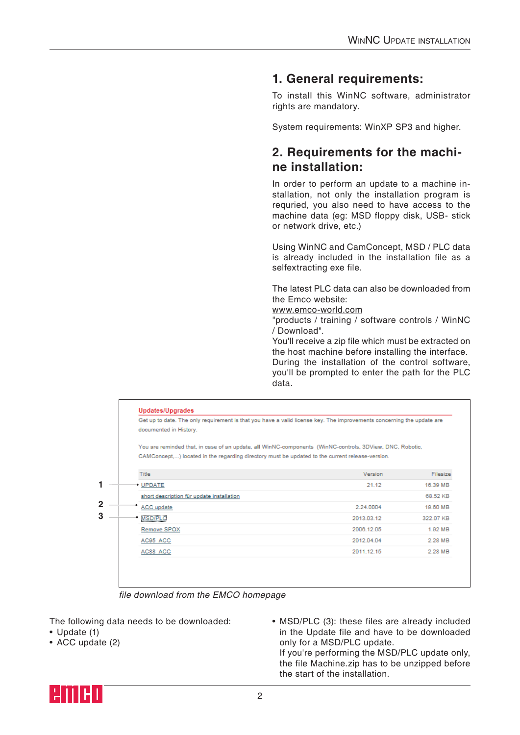## 1. General requirements:

To install this WinNC software, administrator rights are mandatory.

System requirements: WinXP SP3 and higher.

## 2. Requirements for the machine installation:

In order to perform an update to a machine installation, not only the installation program is requried, you also need to have access to the machine data (eg: MSD floppy disk, USB- stick or network drive, etc.)

Using WinNC and CamConcept, MSD / PLC data is already included in the installation file as a selfextracting exe file.

The latest PLC data can also be downloaded from the Emco website:
www.emco-world.com
"products / training / software controls / WinNC / Download".
You'll receive a zip file which must be extracted on the host machine before installing the interface.
During the installation of the control software, you'll be prompted to enter the path for the PLC data.

**Updates/Upgrades**

Get up to date. The only requirement is that you have a valid license key. The improvements concerning the update are documented in History.

You are reminded that, in case of an update, **all** WinNC-components (WinNC-controls, 3DView, DNC, Robotic, CAMConcept,...) located in the regarding directory must be updated to the current release-version.

| | Title | Version | Filesize |
|---|---|---|---|
| 1 | UPDATE | 21.12 | 16.39 MB |
| | short description für update installation | | 68.52 KB |
| 2 | ACC update | 2.24.0004 | 19.60 MB |
| 3 | MSD/PLC | 2013.03.12 | 322.07 KB |
| | Remove SPOX | 2006.12.05 | 1.92 MB |
| | AC95_ACC | 2012.04.04 | 2.28 MB |
| | AC88_ACC | 2011.12.15 | 2.28 MB |

*file download from the EMCO homepage*

The following data needs to be downloaded:

- Update (1)
- ACC update (2)
- MSD/PLC (3): these files are already included in the Update file and have to be downloaded only for a MSD/PLC update.
  If you're performing the MSD/PLC update only, the file Machine.zip has to be unzipped before the start of the installation.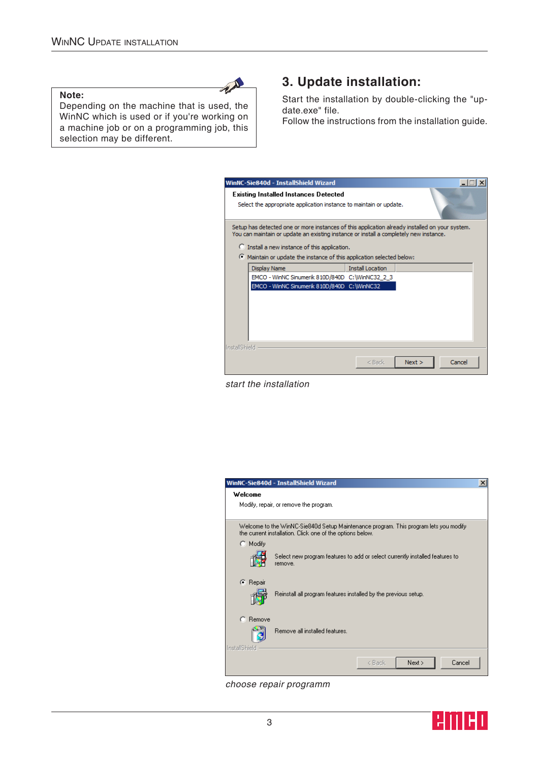> **Note:**
> Depending on the machine that is used, the WinNC which is used or if you're working on a machine job or on a programming job, this selection may be different.

## 3. Update installation:

Start the installation by double-clicking the "update.exe" file.
Follow the instructions from the installation guide.

*start the installation*

*choose repair programm*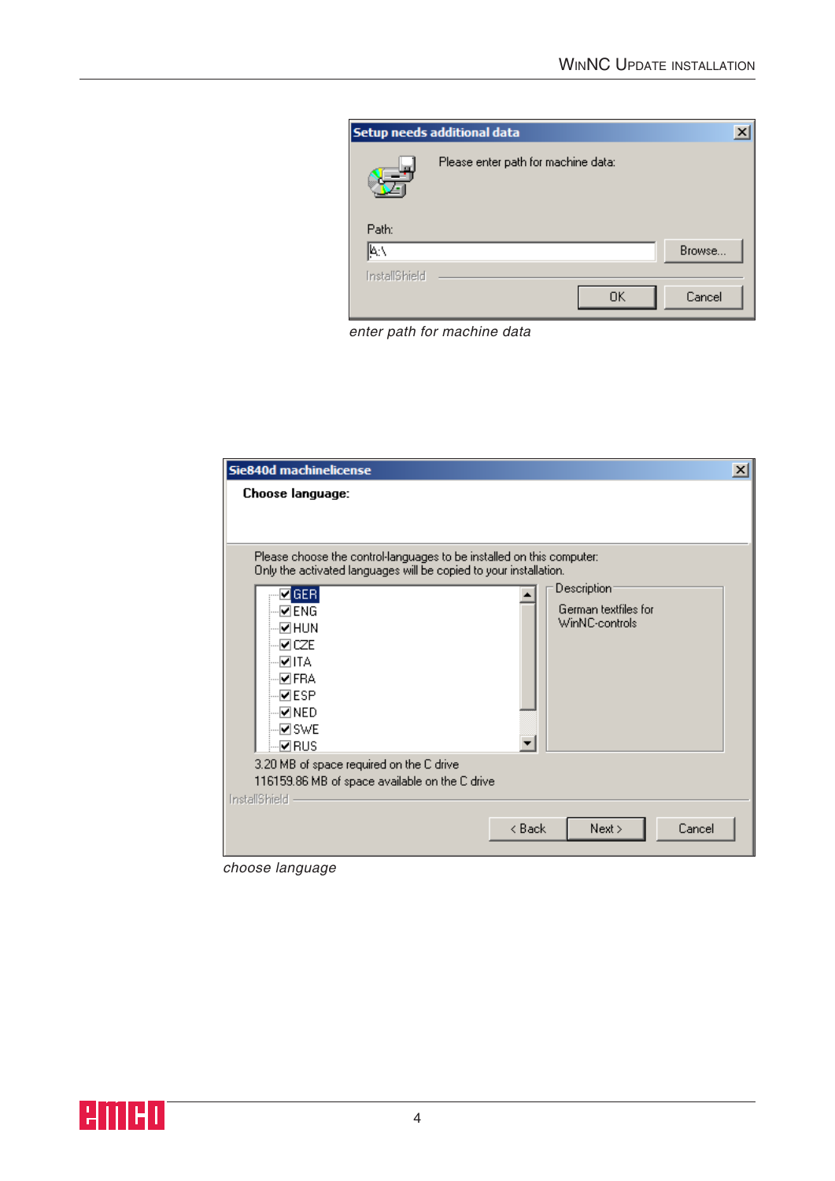**Setup needs additional data**

Please enter path for machine data:

Path:

A:\

Browse...

InstallShield

OK Cancel

*enter path for machine data*

**Sie840d machinelicense**

**Choose language:**

Please choose the control-languages to be installed on this computer:
Only the activated languages will be copied to your installation.

- ☑ GER
- ☑ ENG
- ☑ HUN
- ☑ CZE
- ☑ ITA
- ☑ FRA
- ☑ ESP
- ☑ NED
- ☑ SWE
- ☑ RUS

Description

German textfiles for
WinNC-controls

3.20 MB of space required on the C drive
116159.86 MB of space available on the C drive

InstallShield

< Back Next > Cancel

*choose language*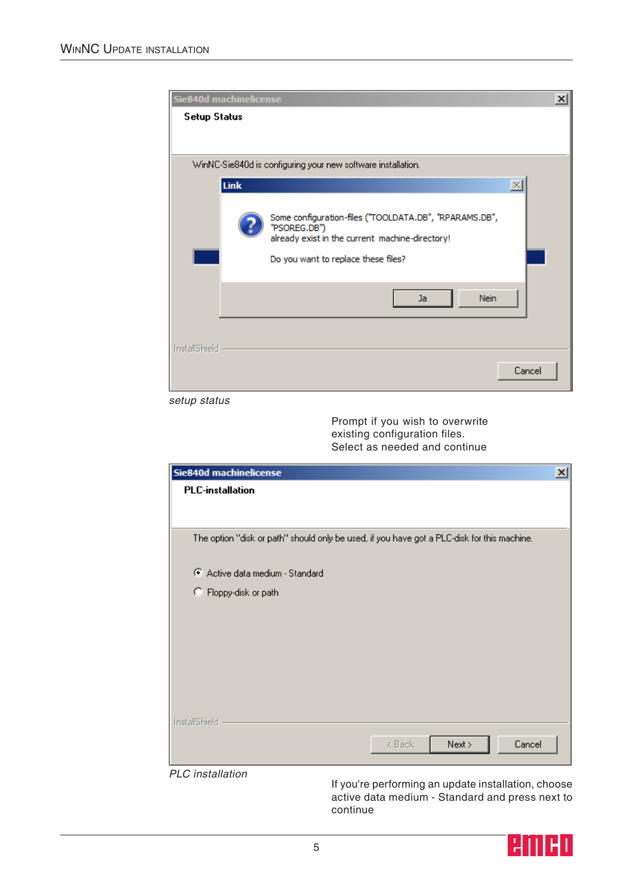*setup status*

Prompt if you wish to overwrite existing configuration files.
Select as needed and continue

*PLC installation*

If you're performing an update installation, choose active data medium - Standard and press next to continue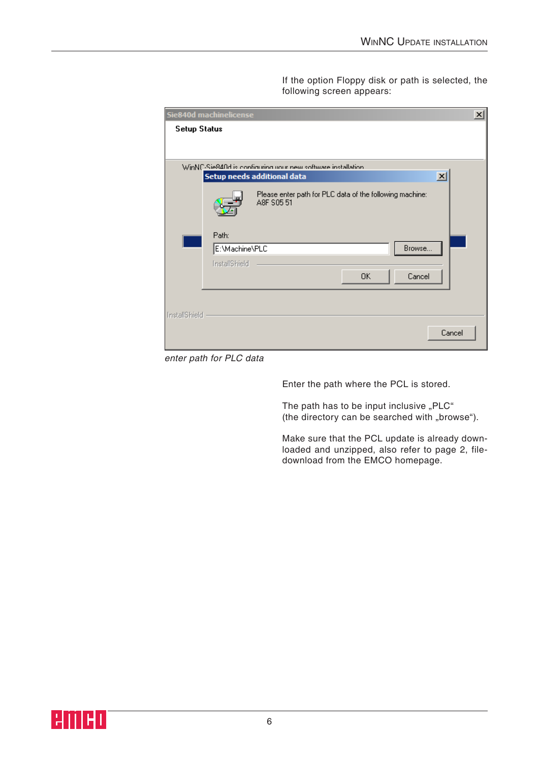If the option Floppy disk or path is selected, the following screen appears:

*enter path for PLC data*

Enter the path where the PCL is stored.

The path has to be input inclusive „PLC“ (the directory can be searched with „browse“).

Make sure that the PCL update is already downloaded and unzipped, also refer to page 2, file-download from the EMCO homepage.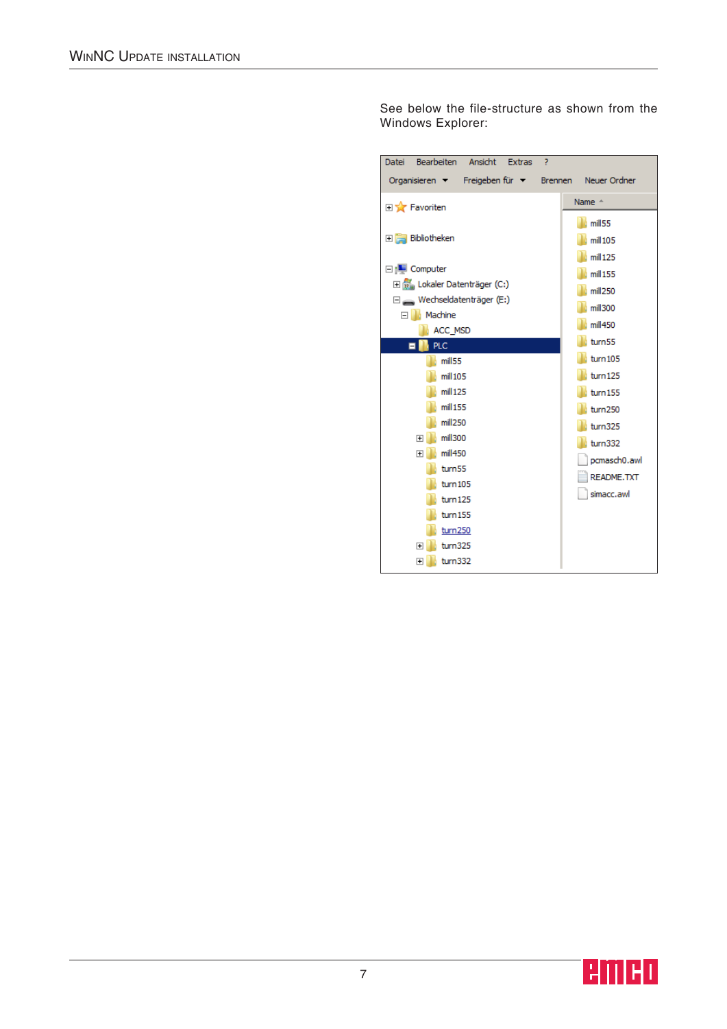See below the file-structure as shown from the Windows Explorer:

```
Datei   Bearbeiten   Ansicht   Extras   ?
Organisieren ▾   Freigeben für ▾   Brennen   Neuer Ordner

⊞ Favoriten
⊞ Bibliotheken
⊟ Computer
   ⊞ Lokaler Datenträger (C:)
   ⊟ Wechseldatenträger (E:)
      ⊟ Machine
            ACC_MSD
         ⊟ PLC
               mill55
               mill105
               mill125
               mill155
               mill250
            ⊞ mill300
            ⊞ mill450
               turn55
               turn105
               turn125
               turn155
               turn250
            ⊞ turn325
            ⊞ turn332

Name
   mill55
   mill105
   mill125
   mill155
   mill250
   mill300
   mill450
   turn55
   turn105
   turn125
   turn155
   turn250
   turn325
   turn332
   pcmasch0.awl
   README.TXT
   simacc.awl
```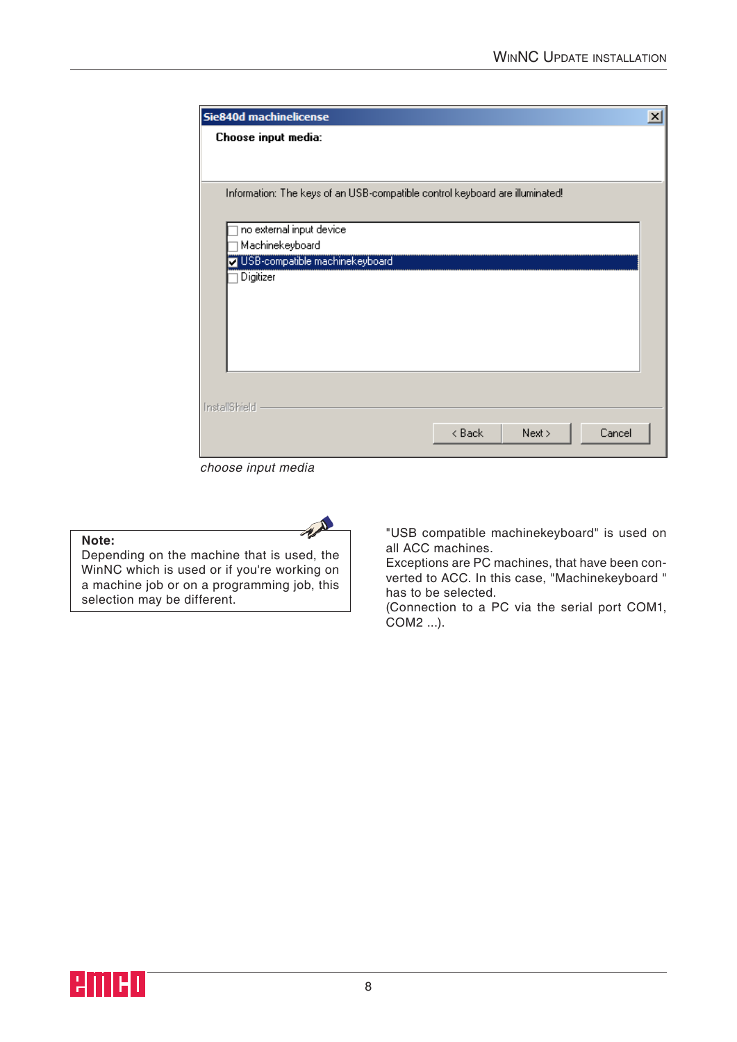**Sie840d machinelicense**

**Choose input media:**

Information: The keys of an USB-compatible control keyboard are illuminated!

- [ ] no external input device
- [ ] Machinekeyboard
- [x] USB-compatible machinekeyboard
- [ ] Digitizer

InstallShield

< Back | Next > | Cancel

*choose input media*

> **Note:**
> Depending on the machine that is used, the WinNC which is used or if you're working on a machine job or on a programming job, this selection may be different.

"USB compatible machinekeyboard" is used on all ACC machines.
Exceptions are PC machines, that have been converted to ACC. In this case, "Machinekeyboard " has to be selected.
(Connection to a PC via the serial port COM1, COM2 ...).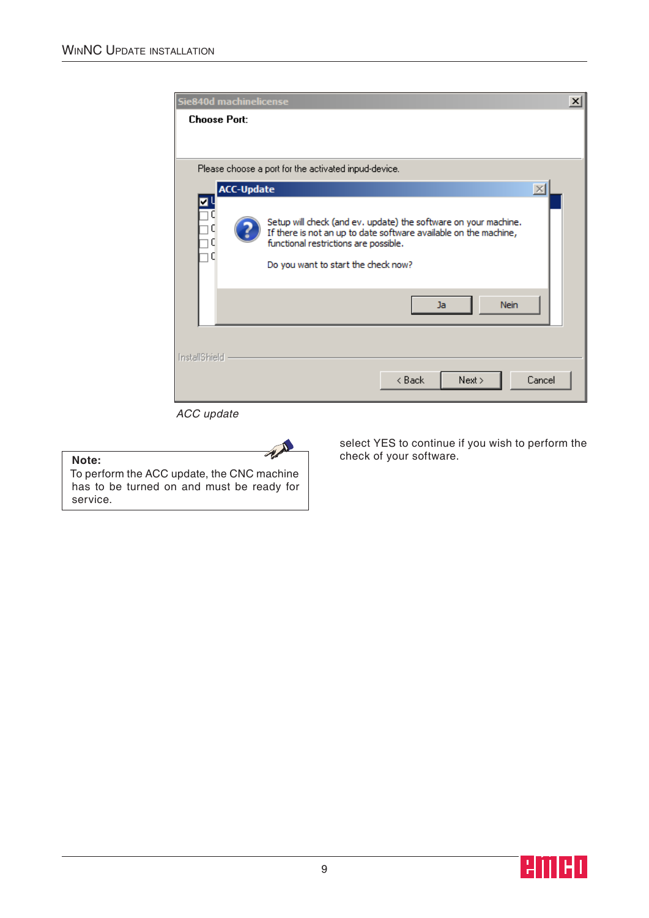ACC update

**Note:**
To perform the ACC update, the CNC machine has to be turned on and must be ready for service.

select YES to continue if you wish to perform the check of your software.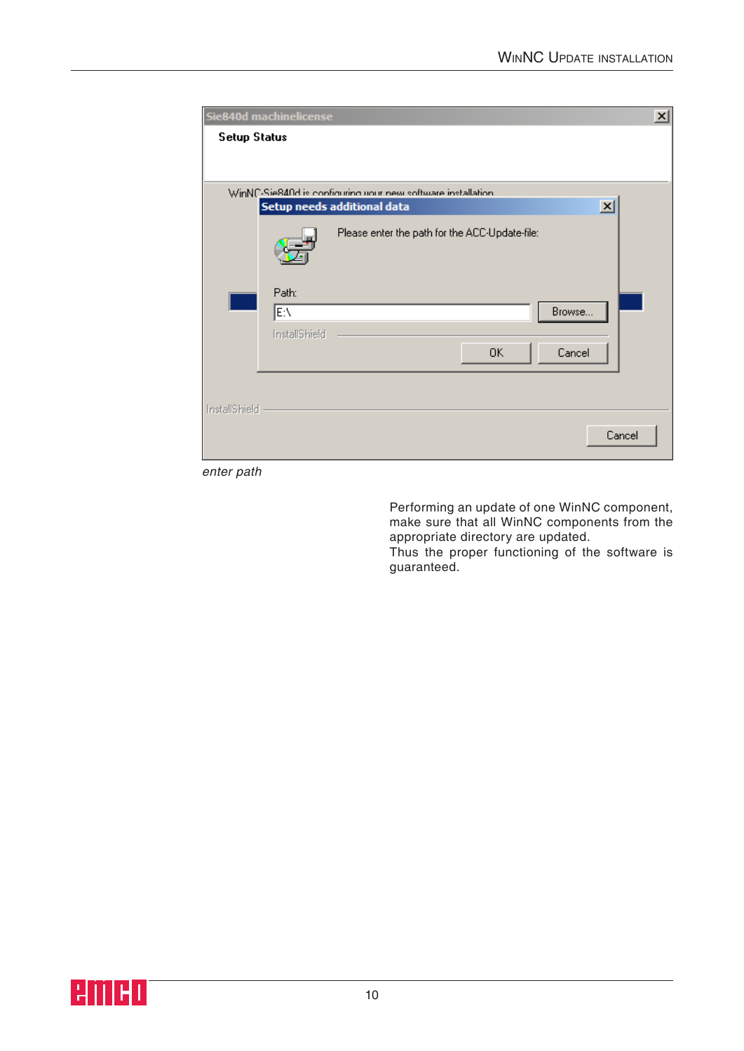*enter path*

Performing an update of one WinNC component, make sure that all WinNC components from the appropriate directory are updated.
Thus the proper functioning of the software is guaranteed.